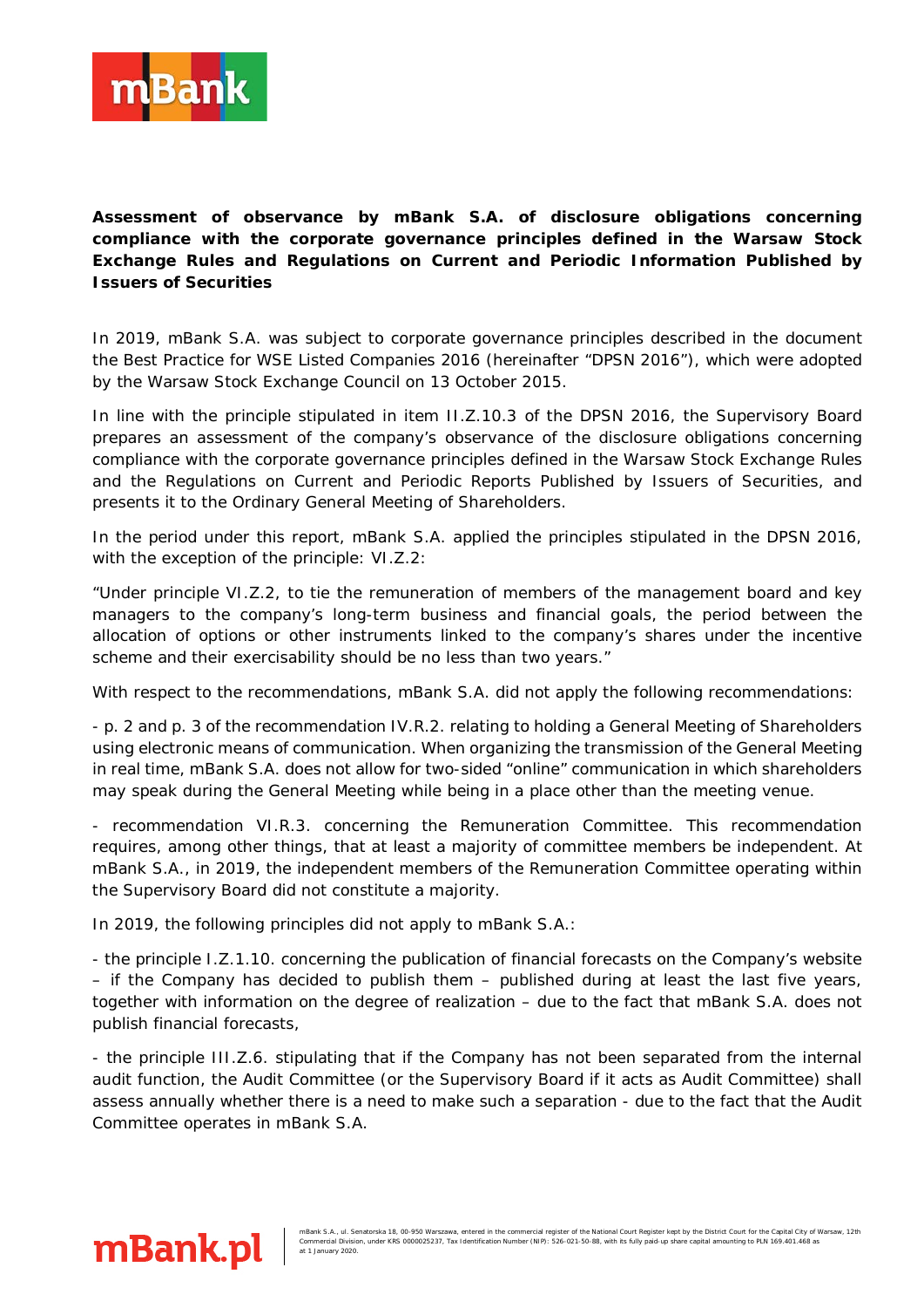**Assessment of observance by mBank S.A. of disclosure obligations concerning compliance with the corporate governance principles defined in the Warsaw Stock Exchange Rules and Regulations on Current and Periodic Information Published by Issuers of Securities**

In 2019, mBank S.A. was subject to corporate governance principles described in the document the Best Practice for WSE Listed Companies 2016 (hereinafter "DPSN 2016"), which were adopted by the Warsaw Stock Exchange Council on 13 October 2015.

In line with the principle stipulated in item II.Z.10.3 of the DPSN 2016, the Supervisory Board prepares an assessment of the company's observance of the disclosure obligations concerning compliance with the corporate governance principles defined in the Warsaw Stock Exchange Rules and the Regulations on Current and Periodic Reports Published by Issuers of Securities, and presents it to the Ordinary General Meeting of Shareholders.

In the period under this report, mBank S.A. applied the principles stipulated in the DPSN 2016, with the exception of the principle: VI.Z.2:

"Under principle VI.Z.2, to tie the remuneration of members of the management board and key managers to the company's long-term business and financial goals, the period between the allocation of options or other instruments linked to the company's shares under the incentive scheme and their exercisability should be no less than two years."

With respect to the recommendations, mBank S.A. did not apply the following recommendations:

- p. 2 and p. 3 of the recommendation IV.R.2. relating to holding a General Meeting of Shareholders using electronic means of communication. When organizing the transmission of the General Meeting in real time, mBank S.A. does not allow for two-sided "online" communication in which shareholders may speak during the General Meeting while being in a place other than the meeting venue.

- recommendation VI.R.3. concerning the Remuneration Committee. This recommendation requires, among other things, that at least a majority of committee members be independent. At mBank S.A., in 2019, the independent members of the Remuneration Committee operating within the Supervisory Board did not constitute a majority.

In 2019, the following principles did not apply to mBank S.A.:

- the principle I.Z.1.10. concerning the publication of financial forecasts on the Company's website – if the Company has decided to publish them – published during at least the last five years, together with information on the degree of realization – due to the fact that mBank S.A. does not publish financial forecasts,

- the principle III.Z.6. stipulating that if the Company has not been separated from the internal audit function, the Audit Committee (or the Supervisory Board if it acts as Audit Committee) shall assess annually whether there is a need to make such a separation - due to the fact that the Audit Committee operates in mBank S.A.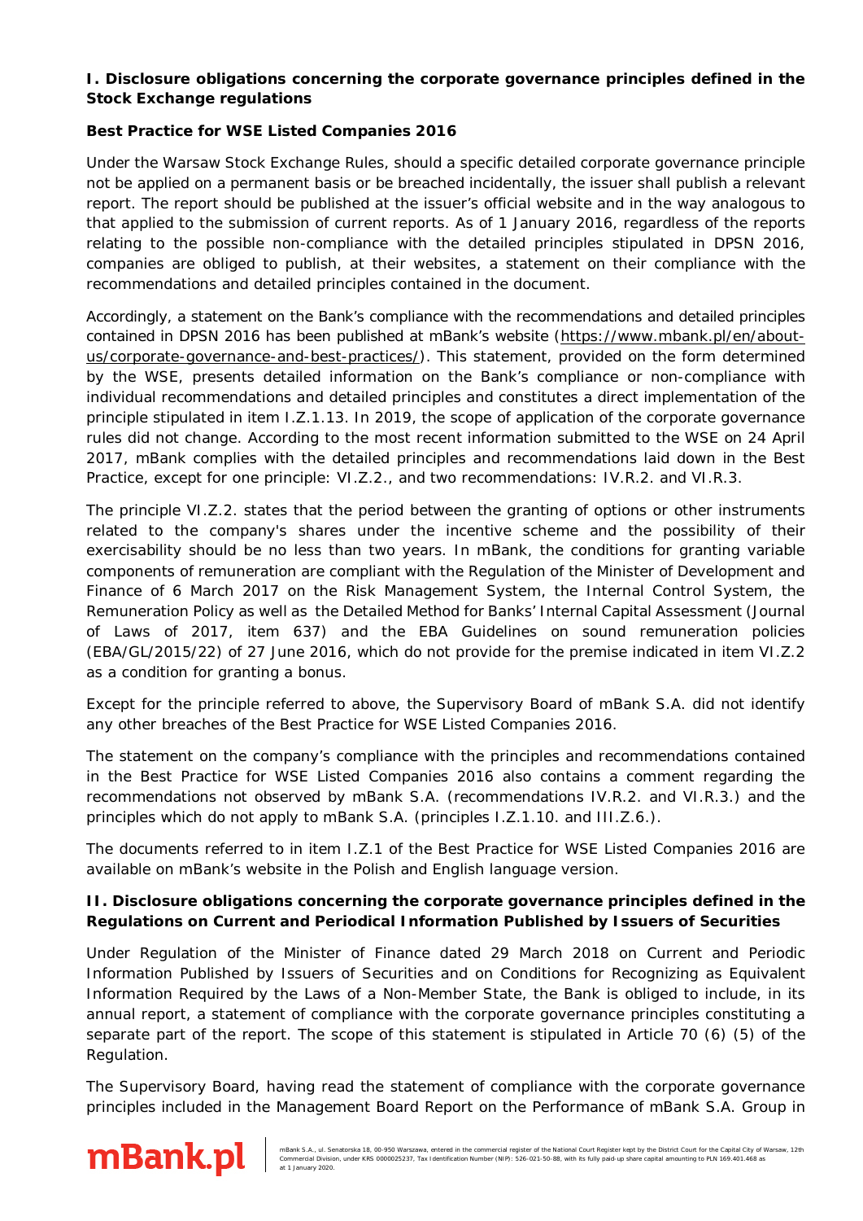**I. Disclosure obligations concerning the corporate governance principles defined in the Stock Exchange regulations**

**Best Practice for WSE Listed Companies 2016**

Under the Warsaw Stock Exchange Rules, should a specific detailed corporate governance principle not be applied on a permanent basis or be breached incidentally, the issuer shall publish a relevant report. The report should be published at the issuer's official website and in the way analogous to that applied to the submission of current reports. As of 1 January 2016, regardless of the reports relating to the possible non-compliance with the detailed principles stipulated in DPSN 2016, companies are obliged to publish, at their websites, a statement on their compliance with the recommendations and detailed principles contained in the document.

Accordingly, a statement on the Bank's compliance with the recommendations and detailed principles contained in DPSN 2016 has been published at mBank's website (https://www.mbank.pl/en/about-us/corporate-governance-and-best-practices/). This statement, provided on the form determined by the WSE, presents detailed information on the Bank's compliance or non-compliance with individual recommendations and detailed principles and constitutes a direct implementation of the principle stipulated in item I.Z.1.13. In 2019, the scope of application of the corporate governance rules did not change. According to the most recent information submitted to the WSE on 24 April 2017, mBank complies with the detailed principles and recommendations laid down in the Best Practice, except for one principle: VI.Z.2., and two recommendations: IV.R.2. and VI.R.3.

The principle VI.Z.2. states that the period between the granting of options or other instruments related to the company's shares under the incentive scheme and the possibility of their exercisability should be no less than two years. In mBank, the conditions for granting variable components of remuneration are compliant with the Regulation of the Minister of Development and Finance of 6 March 2017 on the Risk Management System, the Internal Control System, the Remuneration Policy as well as the Detailed Method for Banks' Internal Capital Assessment (Journal of Laws of 2017, item 637) and the EBA Guidelines on sound remuneration policies (EBA/GL/2015/22) of 27 June 2016, which do not provide for the premise indicated in item VI.Z.2 as a condition for granting a bonus.

Except for the principle referred to above, the Supervisory Board of mBank S.A. did not identify any other breaches of the Best Practice for WSE Listed Companies 2016.

The statement on the company's compliance with the principles and recommendations contained in the Best Practice for WSE Listed Companies 2016 also contains a comment regarding the recommendations not observed by mBank S.A. (recommendations IV.R.2. and VI.R.3.) and the principles which do not apply to mBank S.A. (principles I.Z.1.10. and III.Z.6.).

The documents referred to in item I.Z.1 of the Best Practice for WSE Listed Companies 2016 are available on mBank's website in the Polish and English language version.

**II. Disclosure obligations concerning the corporate governance principles defined in the Regulations on Current and Periodical Information Published by Issuers of Securities**

Under Regulation of the Minister of Finance dated 29 March 2018 on Current and Periodic Information Published by Issuers of Securities and on Conditions for Recognizing as Equivalent Information Required by the Laws of a Non-Member State, the Bank is obliged to include, in its annual report, a statement of compliance with the corporate governance principles constituting a separate part of the report. The scope of this statement is stipulated in Article 70 (6) (5) of the Regulation.

The Supervisory Board, having read the statement of compliance with the corporate governance principles included in the Management Board Report on the Performance of mBank S.A. Group in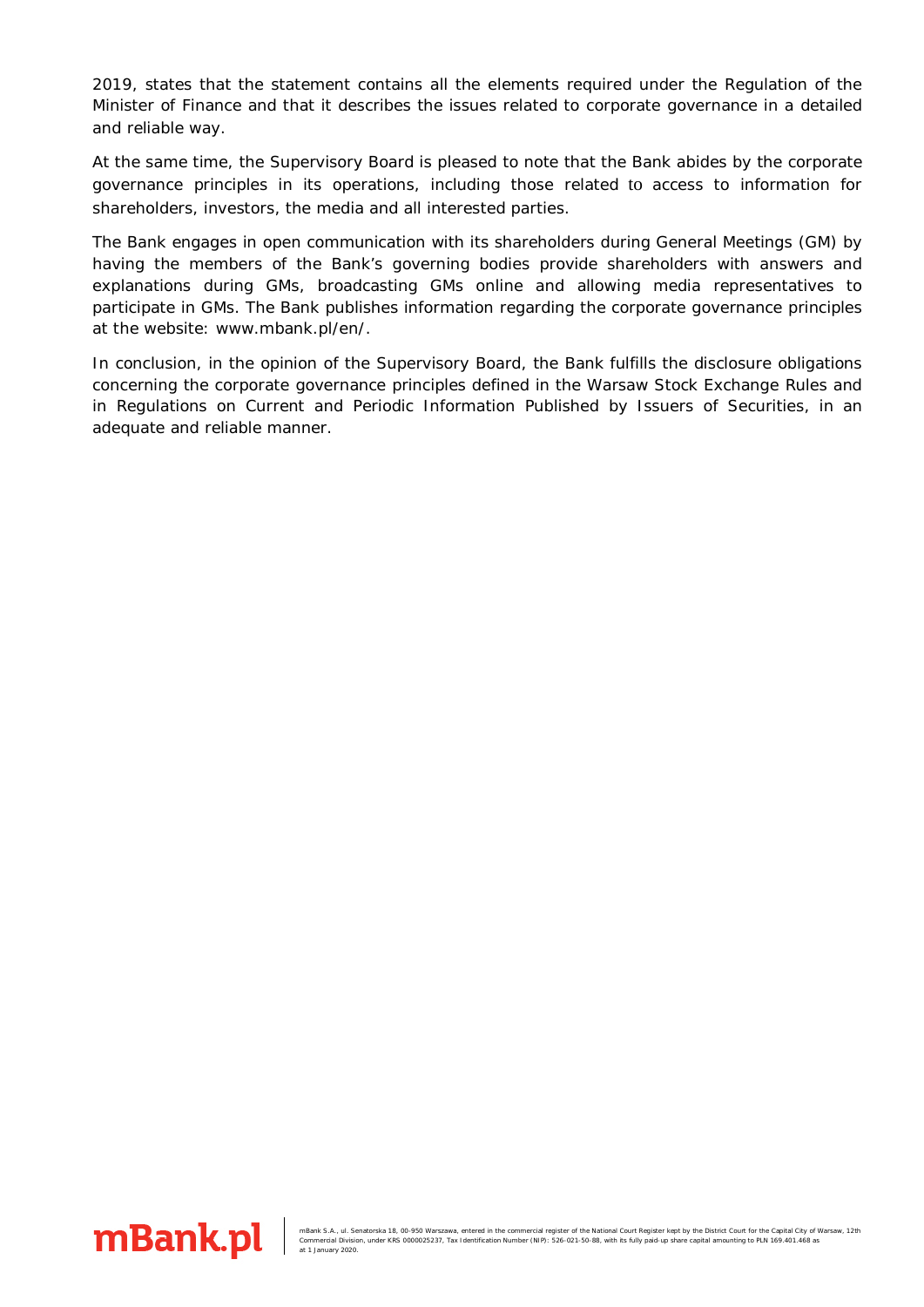2019, states that the statement contains all the elements required under the Regulation of the Minister of Finance and that it describes the issues related to corporate governance in a detailed and reliable way.

At the same time, the Supervisory Board is pleased to note that the Bank abides by the corporate governance principles in its operations, including those related to access to information for shareholders, investors, the media and all interested parties.

The Bank engages in open communication with its shareholders during General Meetings (GM) by having the members of the Bank's governing bodies provide shareholders with answers and explanations during GMs, broadcasting GMs online and allowing media representatives to participate in GMs. The Bank publishes information regarding the corporate governance principles at the website: www.mbank.pl/en/.

In conclusion, in the opinion of the Supervisory Board, the Bank fulfills the disclosure obligations concerning the corporate governance principles defined in the Warsaw Stock Exchange Rules and in Regulations on Current and Periodic Information Published by Issuers of Securities, in an adequate and reliable manner.